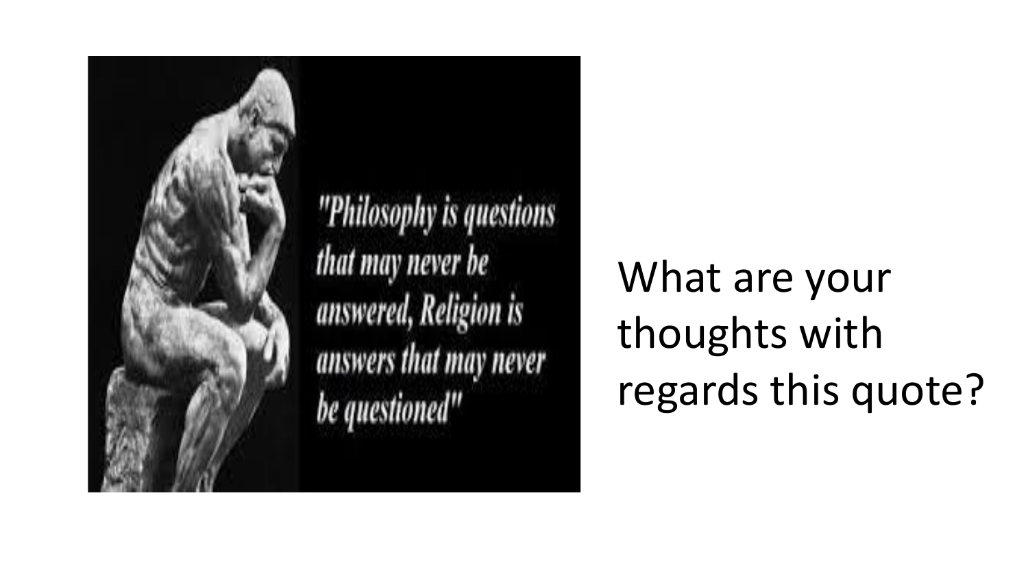"Philosophy is questions that may never be answered, Religion is answers that may never be questioned"

What are your thoughts with regards this quote?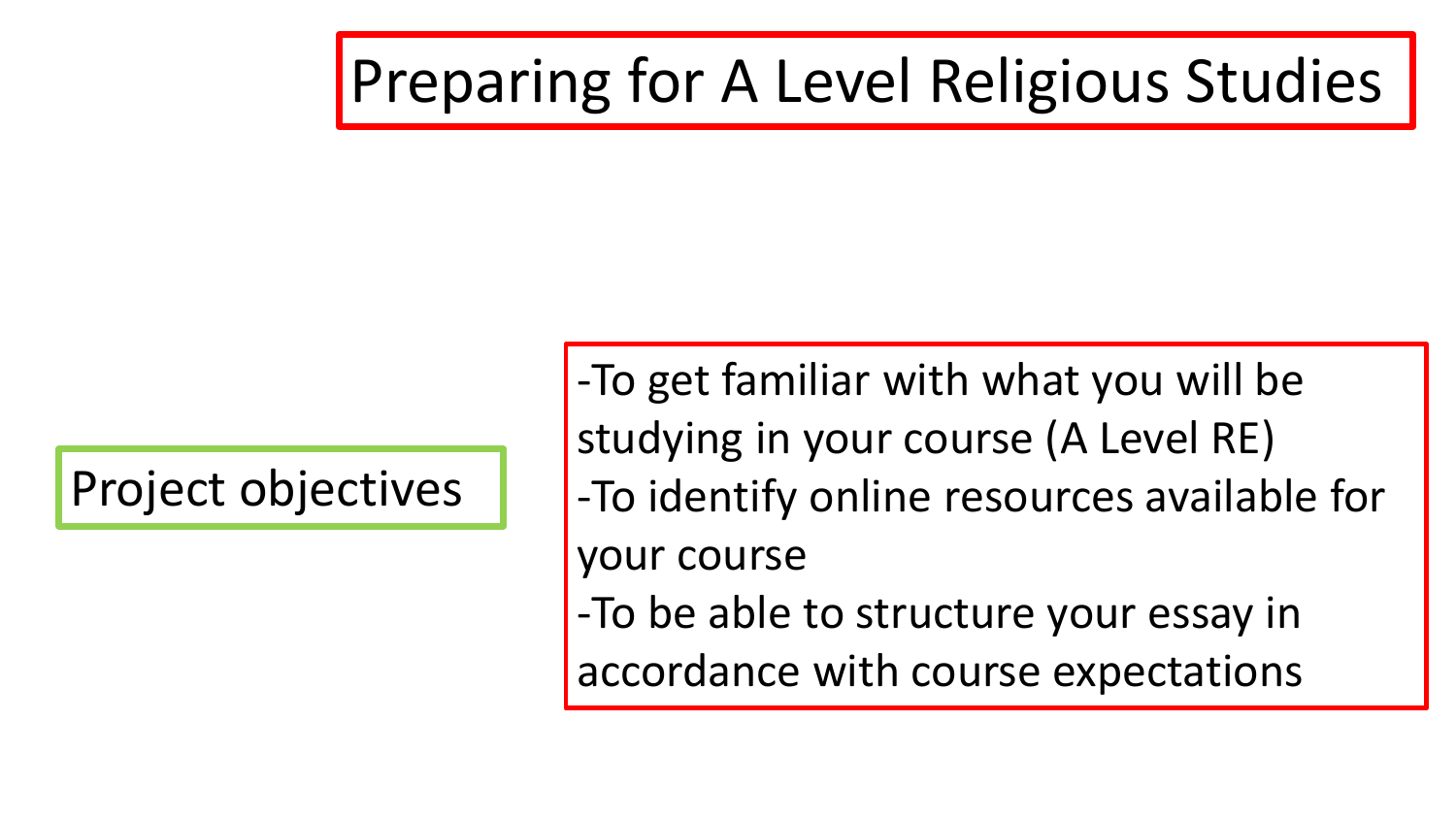# Preparing for A Level Religious Studies

## Project objectives

- To get familiar with what you will be studying in your course (A Level RE)
- To identify online resources available for your course
- To be able to structure your essay in accordance with course expectations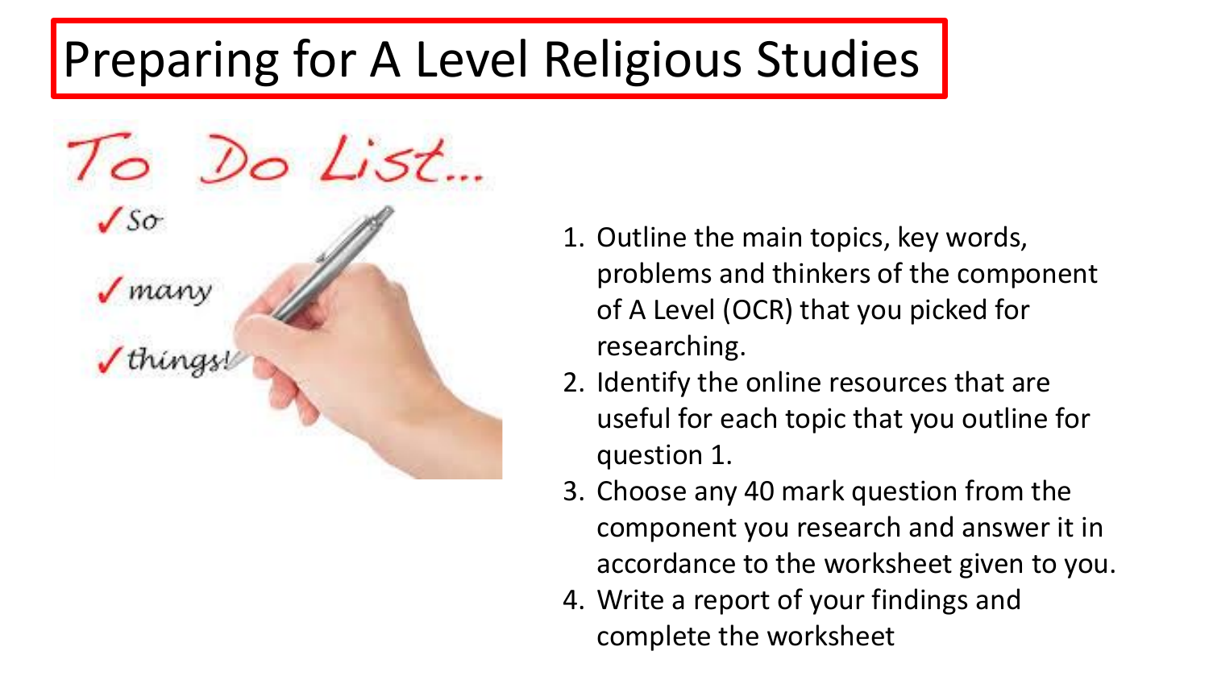# Preparing for A Level Religious Studies

1. Outline the main topics, key words, problems and thinkers of the component of A Level (OCR) that you picked for researching.
2. Identify the online resources that are useful for each topic that you outline for question 1.
3. Choose any 40 mark question from the component you research and answer it in accordance to the worksheet given to you.
4. Write a report of your findings and complete the worksheet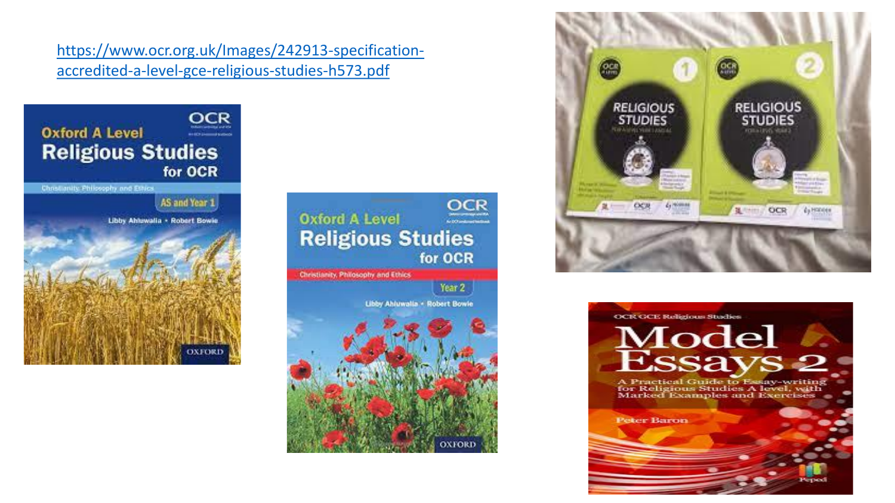https://www.ocr.org.uk/Images/242913-specification-accredited-a-level-gce-religious-studies-h573.pdf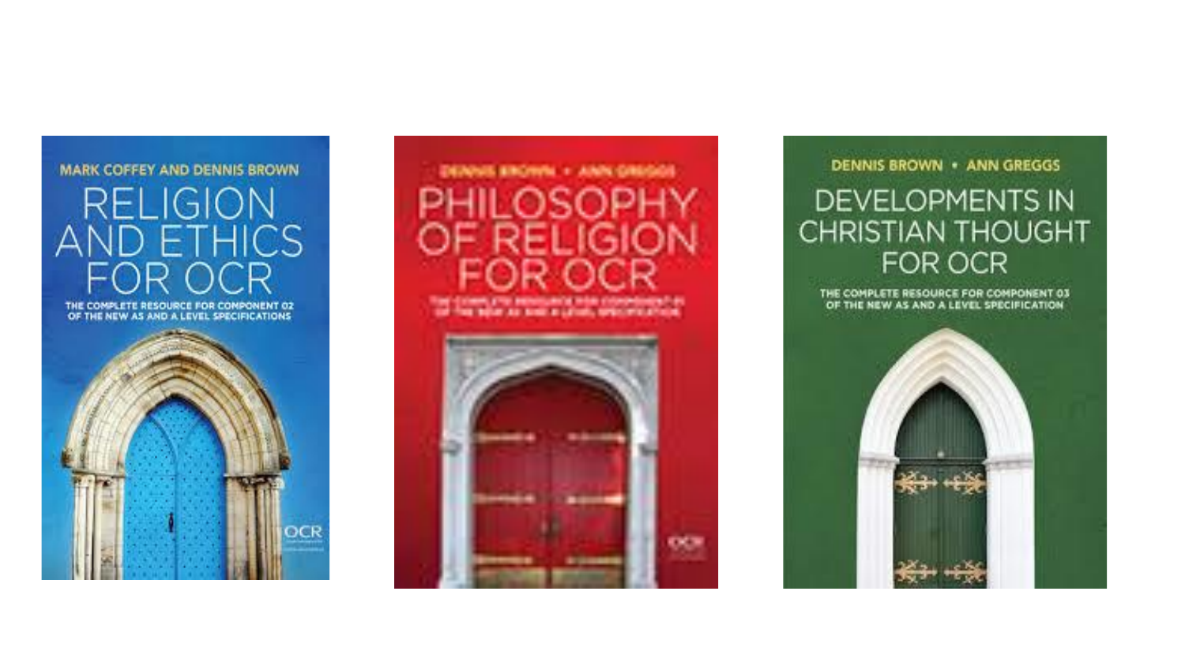MARK COFFEY AND DENNIS BROWN

RELIGION AND ETHICS FOR OCR

THE COMPLETE RESOURCE FOR COMPONENT 02 OF THE NEW AS AND A LEVEL SPECIFICATIONS

DENNIS BROWN • ANN GREGGS

PHILOSOPHY OF RELIGION FOR OCR

THE COMPLETE RESOURCE FOR COMPONENT 01 OF THE NEW AS AND A LEVEL SPECIFICATION

DENNIS BROWN • ANN GREGGS

DEVELOPMENTS IN CHRISTIAN THOUGHT FOR OCR

THE COMPLETE RESOURCE FOR COMPONENT 03 OF THE NEW AS AND A LEVEL SPECIFICATION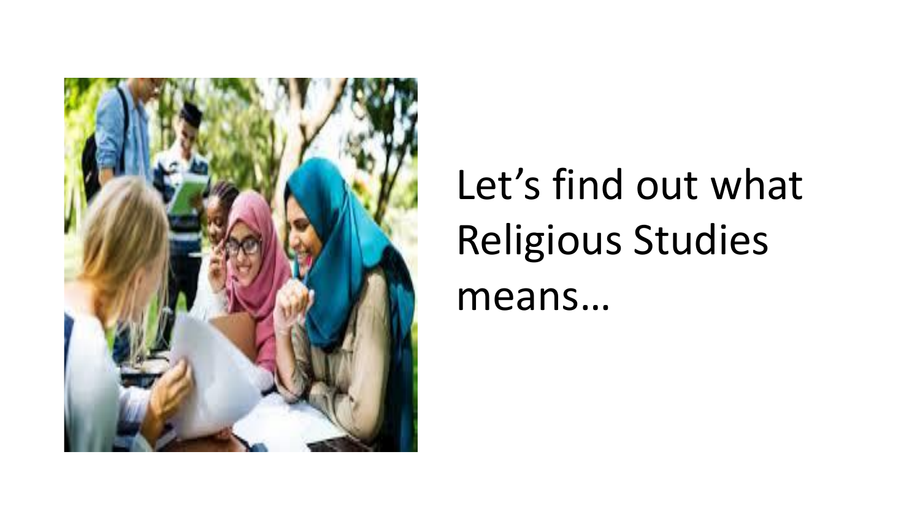Let’s find out what Religious Studies means…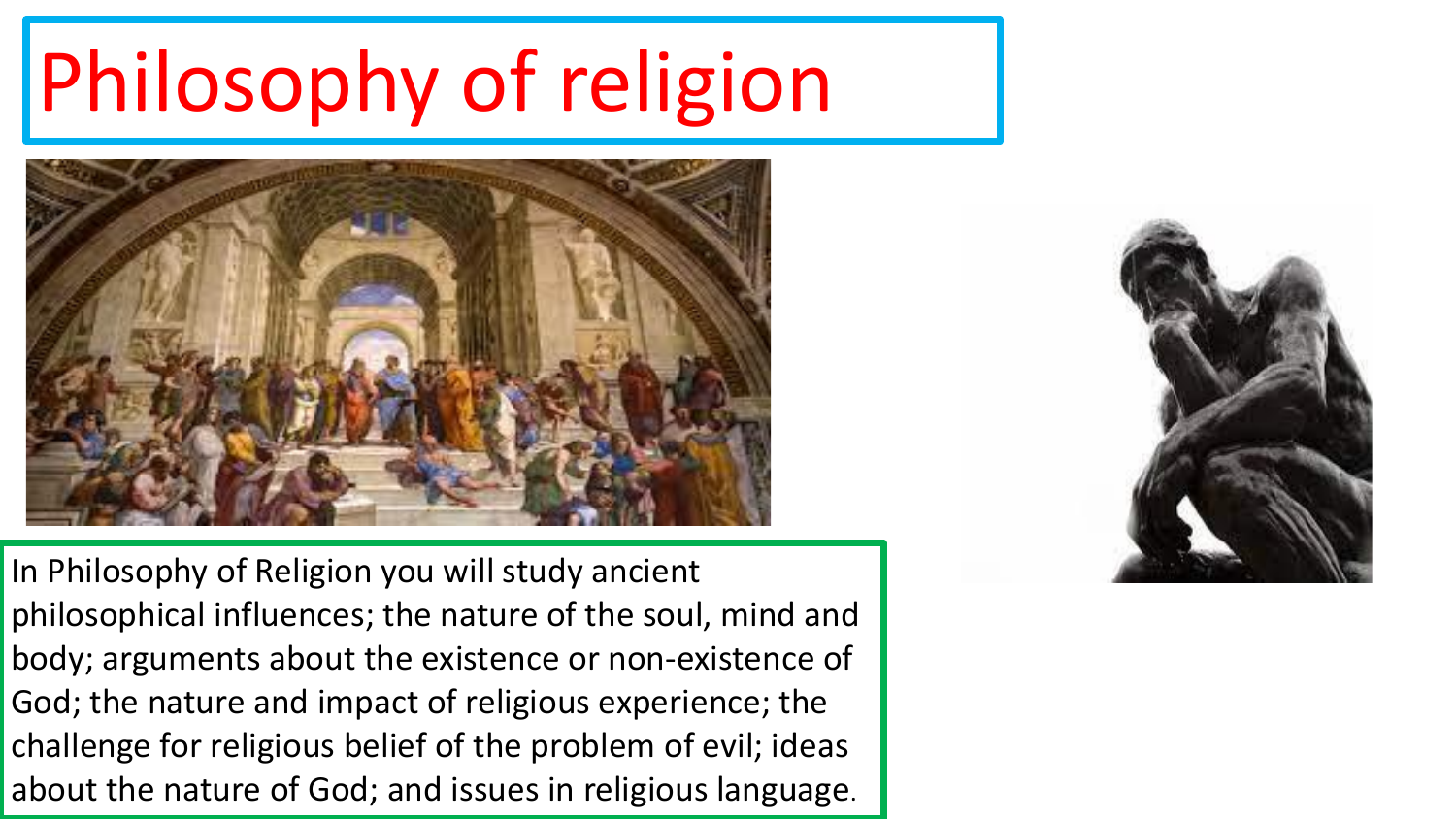# Philosophy of religion

In Philosophy of Religion you will study ancient philosophical influences; the nature of the soul, mind and body; arguments about the existence or non-existence of God; the nature and impact of religious experience; the challenge for religious belief of the problem of evil; ideas about the nature of God; and issues in religious language.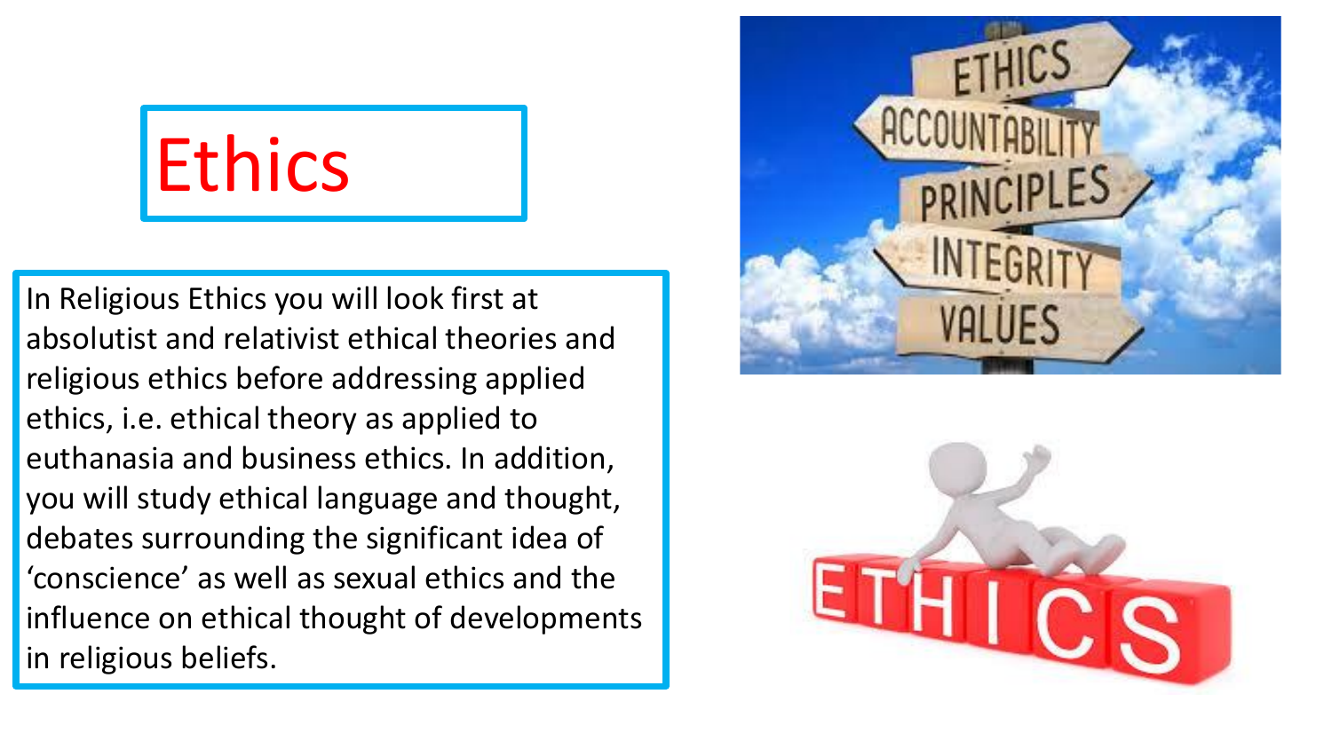# Ethics

In Religious Ethics you will look first at absolutist and relativist ethical theories and religious ethics before addressing applied ethics, i.e. ethical theory as applied to euthanasia and business ethics. In addition, you will study ethical language and thought, debates surrounding the significant idea of ‘conscience’ as well as sexual ethics and the influence on ethical thought of developments in religious beliefs.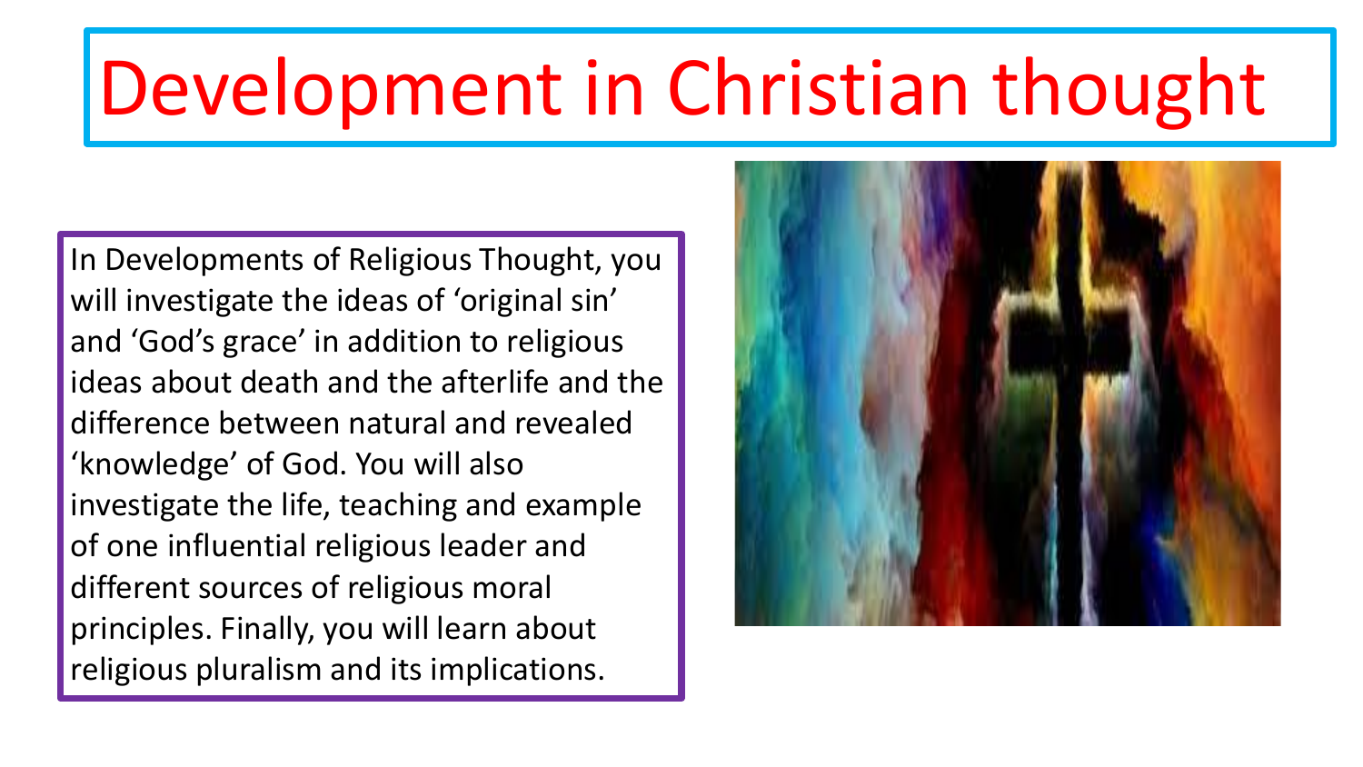# Development in Christian thought

In Developments of Religious Thought, you will investigate the ideas of 'original sin' and 'God's grace' in addition to religious ideas about death and the afterlife and the difference between natural and revealed 'knowledge' of God. You will also investigate the life, teaching and example of one influential religious leader and different sources of religious moral principles. Finally, you will learn about religious pluralism and its implications.